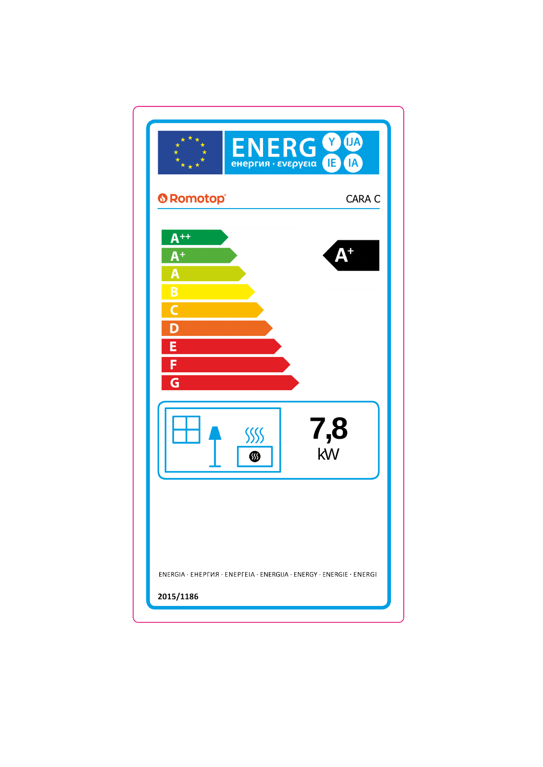# ENERG

енергия · ενεργεια

Y IJA IE IA

Romotop

CARA C

A++

A+

A

B

C

D

E

F

G

**A+**

**7,8**

kW

ENERGIA · ЕНЕРГИЯ · ΕΝΕΡΓΕΙΑ · ENERGIJA · ENERGY · ENERGIE · ENERGI

**2015/1186**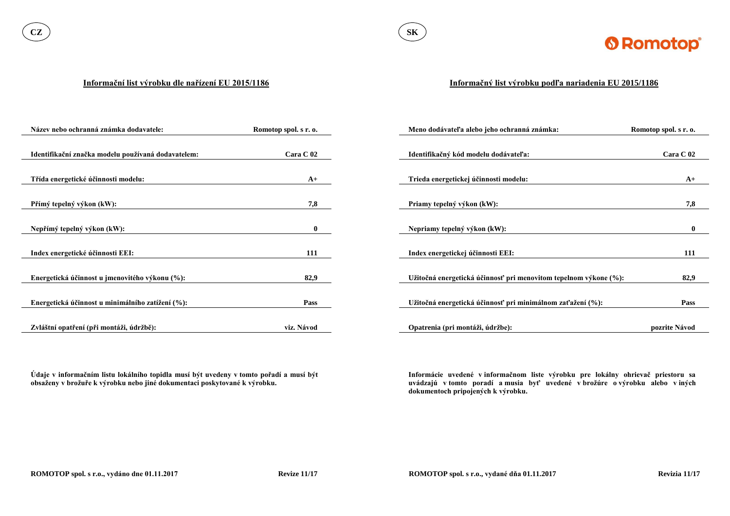CZ

## Informační list výrobku dle nařízení EU 2015/1186

| | |
|---|---|
| **Název nebo ochranná známka dodavatele:** | **Romotop spol. s r. o.** |
| **Identifikační značka modelu používaná dodavatelem:** | **Cara C 02** |
| **Třída energetické účinnosti modelu:** | **A+** |
| **Přímý tepelný výkon (kW):** | **7,8** |
| **Nepřímý tepelný výkon (kW):** | **0** |
| **Index energetické účinnosti EEI:** | **111** |
| **Energetická účinnost u jmenovitého výkonu (%):** | **82,9** |
| **Energetická účinnost u minimálního zatížení (%):** | **Pass** |
| **Zvláštní opatření (při montáži, údržbě):** | **viz. Návod** |

**Údaje v informačním listu lokálního topidla musí být uvedeny v tomto pořadí a musí být obsaženy v brožuře k výrobku nebo jiné dokumentaci poskytované k výrobku.**

**ROMOTOP spol. s r.o., vydáno dne 01.11.2017** **Revize 11/17**

SK

## Informačný list výrobku podľa nariadenia EU 2015/1186

| | |
|---|---|
| **Meno dodávateľa alebo jeho ochranná známka:** | **Romotop spol. s r. o.** |
| **Identifikačný kód modelu dodávateľa:** | **Cara C 02** |
| **Trieda energetickej účinnosti modelu:** | **A+** |
| **Priamy tepelný výkon (kW):** | **7,8** |
| **Nepriamy tepelný výkon (kW):** | **0** |
| **Index energetickej účinnosti EEI:** | **111** |
| **Užitočná energetická účinnosť pri menovitom tepelnom výkone (%):** | **82,9** |
| **Užitočná energetická účinnosť pri minimálnom zaťažení (%):** | **Pass** |
| **Opatrenia (pri montáži, údržbe):** | **pozrite Návod** |

**Informácie uvedené v informačnom liste výrobku pre lokálny ohrievač priestoru sa uvádzajú v tomto poradí a musia byť uvedené v brožúre o výrobku alebo v iných dokumentoch pripojených k výrobku.**

**ROMOTOP spol. s r.o., vydané dňa 01.11.2017** **Revizia 11/17**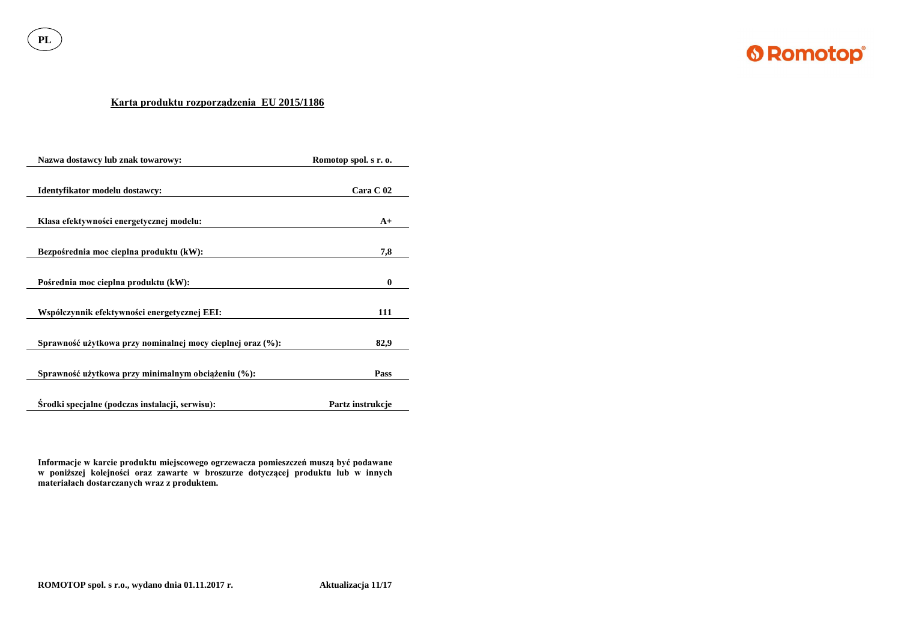PL

**Romotop**

## Karta produktu rozporządzenia EU 2015/1186

| | |
|---|---|
| **Nazwa dostawcy lub znak towarowy:** | **Romotop spol. s r. o.** |
| **Identyfikator modelu dostawcy:** | **Cara C 02** |
| **Klasa efektywności energetycznej modelu:** | **A+** |
| **Bezpośrednia moc cieplna produktu (kW):** | **7,8** |
| **Pośrednia moc cieplna produktu (kW):** | **0** |
| **Współczynnik efektywności energetycznej EEI:** | **111** |
| **Sprawność użytkowa przy nominalnej mocy cieplnej oraz (%):** | **82,9** |
| **Sprawność użytkowa przy minimalnym obciążeniu (%):** | **Pass** |
| **Środki specjalne (podczas instalacji, serwisu):** | **Partz instrukcje** |

**Informacje w karcie produktu miejscowego ogrzewacza pomieszczeń muszą być podawane w poniższej kolejności oraz zawarte w broszurze dotyczącej produktu lub w innych materiałach dostarczanych wraz z produktem.**

**ROMOTOP spol. s r.o., wydano dnia 01.11.2017 r.** **Aktualizacja 11/17**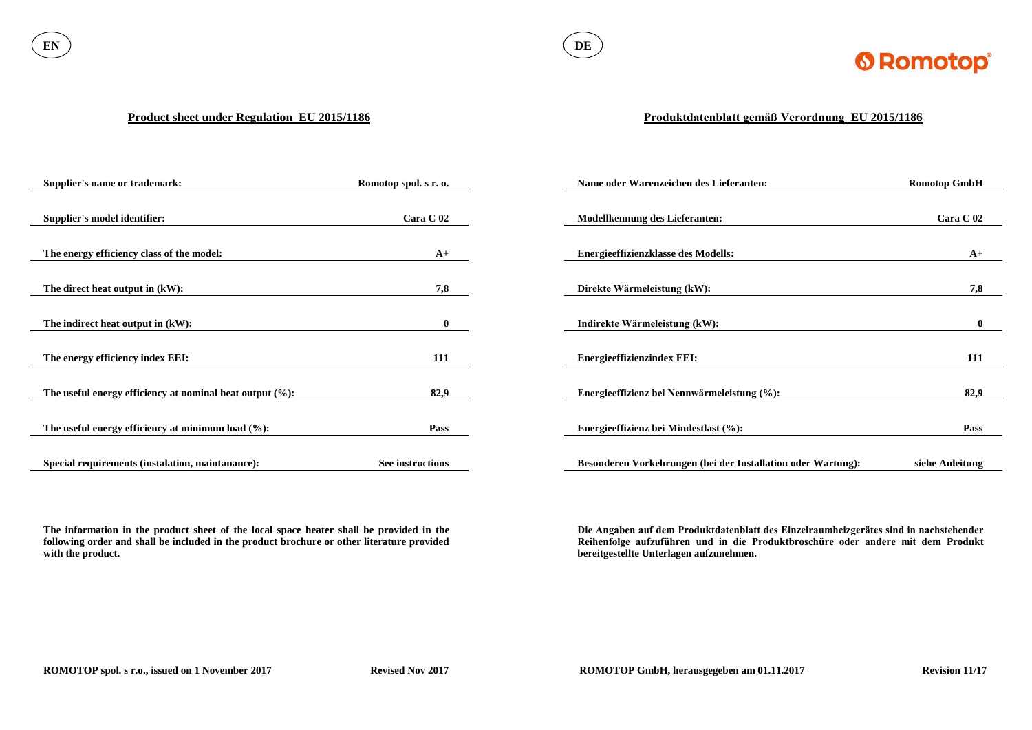EN

## Product sheet under Regulation EU 2015/1186

| | |
|---|---|
| **Supplier's name or trademark:** | **Romotop spol. s r. o.** |
| **Supplier's model identifier:** | **Cara C 02** |
| **The energy efficiency class of the model:** | **A+** |
| **The direct heat output in (kW):** | **7,8** |
| **The indirect heat output in (kW):** | **0** |
| **The energy efficiency index EEI:** | **111** |
| **The useful energy efficiency at nominal heat output (%):** | **82,9** |
| **The useful energy efficiency at minimum load (%):** | **Pass** |
| **Special requirements (instalation, maintanance):** | **See instructions** |

**The information in the product sheet of the local space heater shall be provided in the following order and shall be included in the product brochure or other literature provided with the product.**

**ROMOTOP spol. s r.o., issued on 1 November 2017** **Revised Nov 2017**

DE

## Produktdatenblatt gemäß Verordnung EU 2015/1186

| | |
|---|---|
| **Name oder Warenzeichen des Lieferanten:** | **Romotop GmbH** |
| **Modellkennung des Lieferanten:** | **Cara C 02** |
| **Energieeffizienzklasse des Modells:** | **A+** |
| **Direkte Wärmeleistung (kW):** | **7,8** |
| **Indirekte Wärmeleistung (kW):** | **0** |
| **Energieeffizienzindex EEI:** | **111** |
| **Energieeffizienz bei Nennwärmeleistung (%):** | **82,9** |
| **Energieeffizienz bei Mindestlast (%):** | **Pass** |
| **Besonderen Vorkehrungen (bei der Installation oder Wartung):** | **siehe Anleitung** |

**Die Angaben auf dem Produktdatenblatt des Einzelraumheizgerätes sind in nachstehender Reihenfolge aufzuführen und in die Produktbroschüre oder andere mit dem Produkt bereitgestellte Unterlagen aufzunehmen.**

**ROMOTOP GmbH, herausgegeben am 01.11.2017** **Revision 11/17**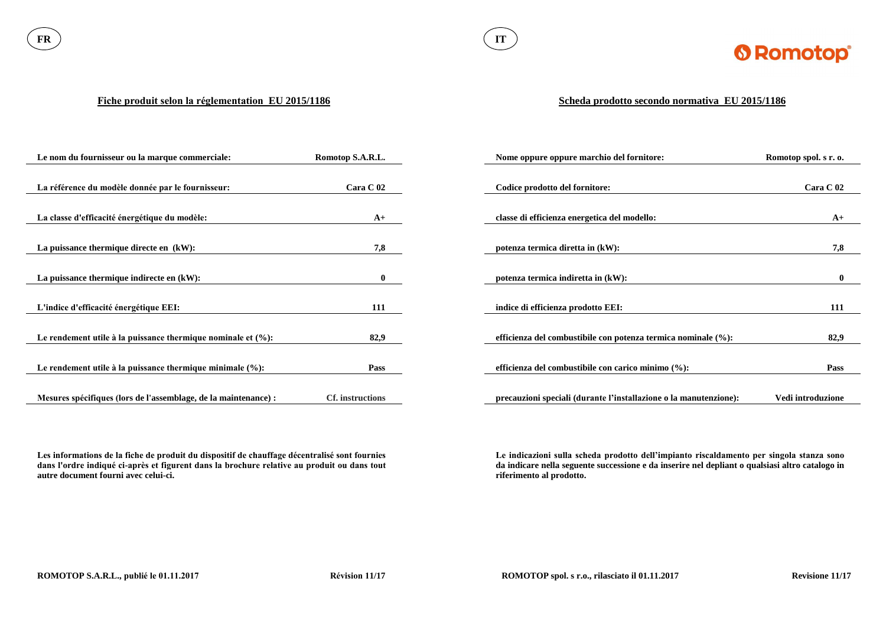FR

## Fiche produit selon la réglementation EU 2015/1186

| | |
|---|---|
| **Le nom du fournisseur ou la marque commerciale:** | **Romotop S.A.R.L.** |
| **La référence du modèle donnée par le fournisseur:** | **Cara C 02** |
| **La classe d'efficacité énergétique du modèle:** | **A+** |
| **La puissance thermique directe en (kW):** | **7,8** |
| **La puissance thermique indirecte en (kW):** | **0** |
| **L'indice d'efficacité énergétique EEI:** | **111** |
| **Le rendement utile à la puissance thermique nominale et (%):** | **82,9** |
| **Le rendement utile à la puissance thermique minimale (%):** | **Pass** |
| **Mesures spécifiques (lors de l'assemblage, de la maintenance) :** | **Cf. instructions** |

**Les informations de la fiche de produit du dispositif de chauffage décentralisé sont fournies dans l'ordre indiqué ci-après et figurent dans la brochure relative au produit ou dans tout autre document fourni avec celui-ci.**

**ROMOTOP S.A.R.L., publié le 01.11.2017** **Révision 11/17**

IT

Romotop

## Scheda prodotto secondo normativa EU 2015/1186

| | |
|---|---|
| **Nome oppure oppure marchio del fornitore:** | **Romotop spol. s r. o.** |
| **Codice prodotto del fornitore:** | **Cara C 02** |
| **classe di efficienza energetica del modello:** | **A+** |
| **potenza termica diretta in (kW):** | **7,8** |
| **potenza termica indiretta in (kW):** | **0** |
| **indice di efficienza prodotto EEI:** | **111** |
| **efficienza del combustibile con potenza termica nominale (%):** | **82,9** |
| **efficienza del combustibile con carico minimo (%):** | **Pass** |
| **precauzioni speciali (durante l'installazione o la manutenzione):** | **Vedi introduzione** |

**Le indicazioni sulla scheda prodotto dell'impianto riscaldamento per singola stanza sono da indicare nella seguente successione e da inserire nel depliant o qualsiasi altro catalogo in riferimento al prodotto.**

**ROMOTOP spol. s r.o., rilasciato il 01.11.2017** **Revisione 11/17**